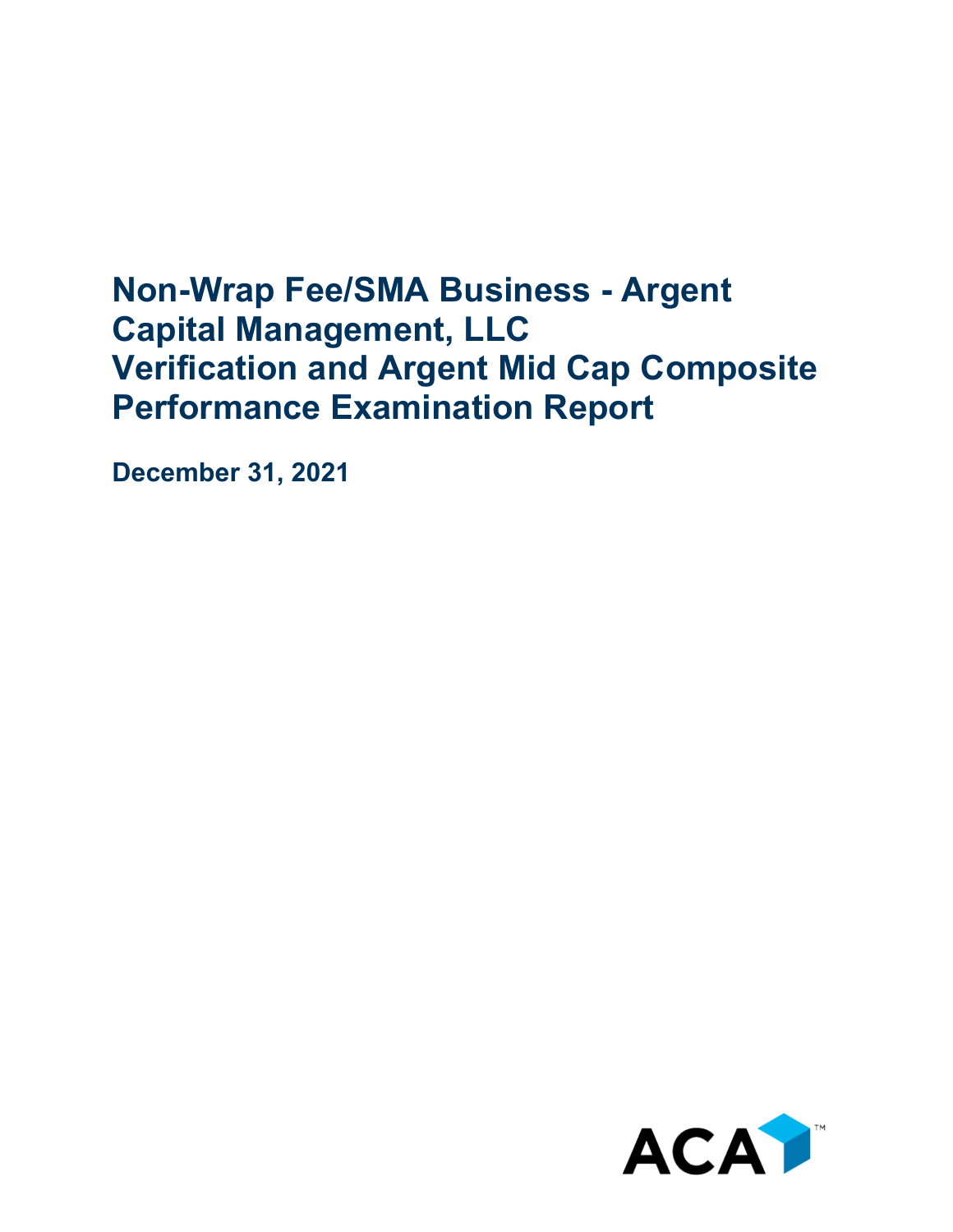# Non-Wrap Fee/SMA Business - Argent Capital Management, LLC
# Verification and Argent Mid Cap Composite Performance Examination Report

**December 31, 2021**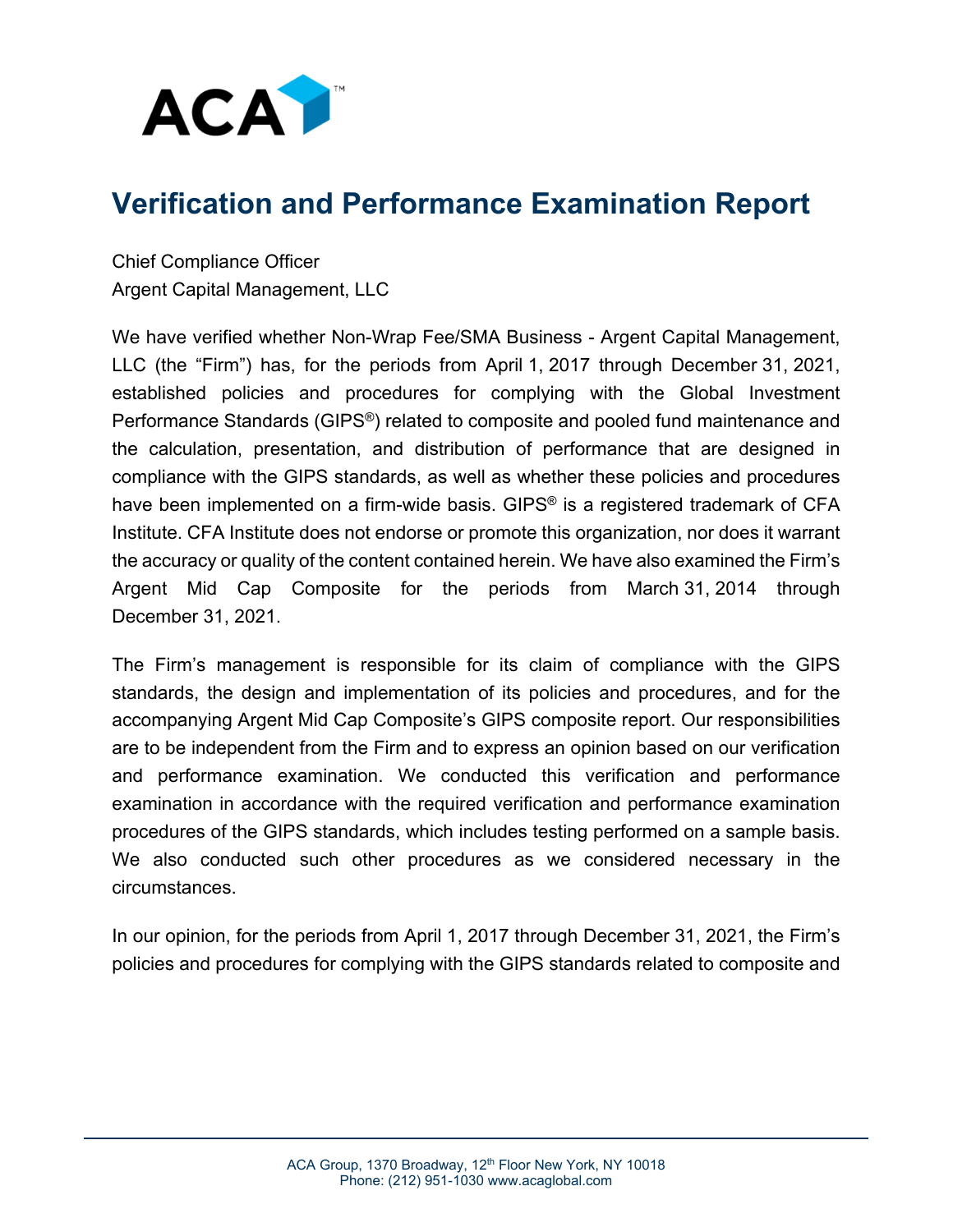# Verification and Performance Examination Report

Chief Compliance Officer
Argent Capital Management, LLC

We have verified whether Non-Wrap Fee/SMA Business - Argent Capital Management, LLC (the "Firm") has, for the periods from April 1, 2017 through December 31, 2021, established policies and procedures for complying with the Global Investment Performance Standards (GIPS®) related to composite and pooled fund maintenance and the calculation, presentation, and distribution of performance that are designed in compliance with the GIPS standards, as well as whether these policies and procedures have been implemented on a firm-wide basis. GIPS® is a registered trademark of CFA Institute. CFA Institute does not endorse or promote this organization, nor does it warrant the accuracy or quality of the content contained herein. We have also examined the Firm's Argent Mid Cap Composite for the periods from March 31, 2014 through December 31, 2021.

The Firm's management is responsible for its claim of compliance with the GIPS standards, the design and implementation of its policies and procedures, and for the accompanying Argent Mid Cap Composite's GIPS composite report. Our responsibilities are to be independent from the Firm and to express an opinion based on our verification and performance examination. We conducted this verification and performance examination in accordance with the required verification and performance examination procedures of the GIPS standards, which includes testing performed on a sample basis. We also conducted such other procedures as we considered necessary in the circumstances.

In our opinion, for the periods from April 1, 2017 through December 31, 2021, the Firm's policies and procedures for complying with the GIPS standards related to composite and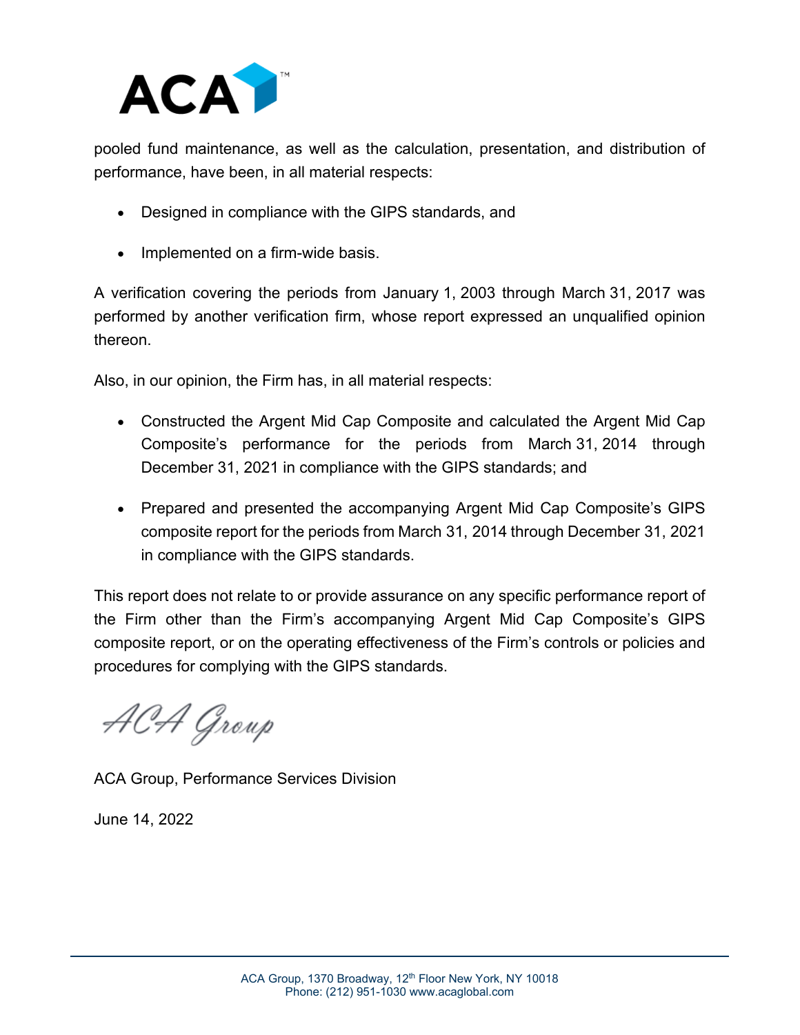pooled fund maintenance, as well as the calculation, presentation, and distribution of performance, have been, in all material respects:

- Designed in compliance with the GIPS standards, and
- Implemented on a firm-wide basis.

A verification covering the periods from January 1, 2003 through March 31, 2017 was performed by another verification firm, whose report expressed an unqualified opinion thereon.

Also, in our opinion, the Firm has, in all material respects:

- Constructed the Argent Mid Cap Composite and calculated the Argent Mid Cap Composite's performance for the periods from March 31, 2014 through December 31, 2021 in compliance with the GIPS standards; and
- Prepared and presented the accompanying Argent Mid Cap Composite's GIPS composite report for the periods from March 31, 2014 through December 31, 2021 in compliance with the GIPS standards.

This report does not relate to or provide assurance on any specific performance report of the Firm other than the Firm's accompanying Argent Mid Cap Composite's GIPS composite report, or on the operating effectiveness of the Firm's controls or policies and procedures for complying with the GIPS standards.

ACA Group

ACA Group, Performance Services Division

June 14, 2022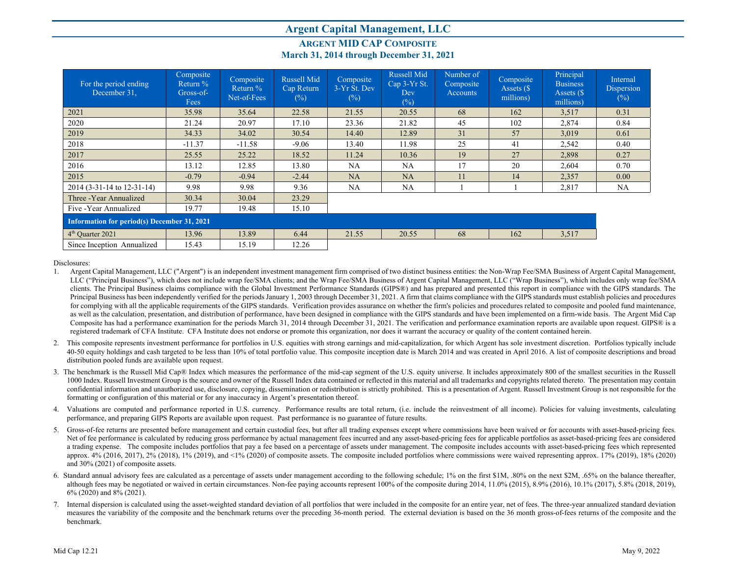# Argent Capital Management, LLC

## ARGENT MID CAP COMPOSITE

### March 31, 2014 through December 31, 2021

| For the period ending December 31, | Composite Return % Gross-of-Fees | Composite Return % Net-of-Fees | Russell Mid Cap Return (%) | Composite 3-Yr St. Dev (%) | Russell Mid Cap 3-Yr St. Dev (%) | Number of Composite Accounts | Composite Assets ($ millions) | Principal Business Assets ($ millions) | Internal Dispersion (%) |
|---|---|---|---|---|---|---|---|---|---|
| 2021 | 35.98 | 35.64 | 22.58 | 21.55 | 20.55 | 68 | 162 | 3,517 | 0.31 |
| 2020 | 21.24 | 20.97 | 17.10 | 23.36 | 21.82 | 45 | 102 | 2,874 | 0.84 |
| 2019 | 34.33 | 34.02 | 30.54 | 14.40 | 12.89 | 31 | 57 | 3,019 | 0.61 |
| 2018 | -11.37 | -11.58 | -9.06 | 13.40 | 11.98 | 25 | 41 | 2,542 | 0.40 |
| 2017 | 25.55 | 25.22 | 18.52 | 11.24 | 10.36 | 19 | 27 | 2,898 | 0.27 |
| 2016 | 13.12 | 12.85 | 13.80 | NA | NA | 17 | 20 | 2,604 | 0.70 |
| 2015 | -0.79 | -0.94 | -2.44 | NA | NA | 11 | 14 | 2,357 | 0.00 |
| 2014 (3-31-14 to 12-31-14) | 9.98 | 9.98 | 9.36 | NA | NA | 1 | 1 | 2,817 | NA |
| Three -Year Annualized | 30.34 | 30.04 | 23.29 | | | | | | |
| Five -Year Annualized | 19.77 | 19.48 | 15.10 | | | | | | |
| **Information for period(s) December 31, 2021** | | | | | | | | | |
| 4th Quarter 2021 | 13.96 | 13.89 | 6.44 | 21.55 | 20.55 | 68 | 162 | 3,517 | |
| Since Inception Annualized | 15.43 | 15.19 | 12.26 | | | | | | |

Disclosures:

1. Argent Capital Management, LLC ("Argent") is an independent investment management firm comprised of two distinct business entities: the Non-Wrap Fee/SMA Business of Argent Capital Management, LLC ("Principal Business"), which does not include wrap fee/SMA clients; and the Wrap Fee/SMA Business of Argent Capital Management, LLC ("Wrap Business"), which includes only wrap fee/SMA clients. The Principal Business claims compliance with the Global Investment Performance Standards (GIPS®) and has prepared and presented this report in compliance with the GIPS standards. The Principal Business has been independently verified for the periods January 1, 2003 through December 31, 2021. A firm that claims compliance with the GIPS standards must establish policies and procedures for complying with all the applicable requirements of the GIPS standards. Verification provides assurance on whether the firm's policies and procedures related to composite and pooled fund maintenance, as well as the calculation, presentation, and distribution of performance, have been designed in compliance with the GIPS standards and have been implemented on a firm-wide basis. The Argent Mid Cap Composite has had a performance examination for the periods March 31, 2014 through December 31, 2021. The verification and performance examination reports are available upon request. GIPS® is a registered trademark of CFA Institute. CFA Institute does not endorse or promote this organization, nor does it warrant the accuracy or quality of the content contained herein.
2. This composite represents investment performance for portfolios in U.S. equities with strong earnings and mid-capitalization, for which Argent has sole investment discretion. Portfolios typically include 40-50 equity holdings and cash targeted to be less than 10% of total portfolio value. This composite inception date is March 2014 and was created in April 2016. A list of composite descriptions and broad distribution pooled funds are available upon request.
3. The benchmark is the Russell Mid Cap® Index which measures the performance of the mid-cap segment of the U.S. equity universe. It includes approximately 800 of the smallest securities in the Russell 1000 Index. Russell Investment Group is the source and owner of the Russell Index data contained or reflected in this material and all trademarks and copyrights related thereto. The presentation may contain confidential information and unauthorized use, disclosure, copying, dissemination or redistribution is strictly prohibited. This is a presentation of Argent. Russell Investment Group is not responsible for the formatting or configuration of this material or for any inaccuracy in Argent's presentation thereof.
4. Valuations are computed and performance reported in U.S. currency. Performance results are total return, (i.e. include the reinvestment of all income). Policies for valuing investments, calculating performance, and preparing GIPS Reports are available upon request. Past performance is no guarantee of future results.
5. Gross-of-fee returns are presented before management and certain custodial fees, but after all trading expenses except where commissions have been waived or for accounts with asset-based-pricing fees. Net of fee performance is calculated by reducing gross performance by actual management fees incurred and any asset-based-pricing fees for applicable portfolios as asset-based-pricing fees are considered a trading expense. The composite includes portfolios that pay a fee based on a percentage of assets under management. The composite includes accounts with asset-based-pricing fees which represented approx. 4% (2016, 2017), 2% (2018), 1% (2019), and <1% (2020) of composite assets. The composite included portfolios where commissions were waived representing approx. 17% (2019), 18% (2020) and 30% (2021) of composite assets.
6. Standard annual advisory fees are calculated as a percentage of assets under management according to the following schedule; 1% on the first $1M, .80% on the next $2M, .65% on the balance thereafter, although fees may be negotiated or waived in certain circumstances. Non-fee paying accounts represent 100% of the composite during 2014, 11.0% (2015), 8.9% (2016), 10.1% (2017), 5.8% (2018, 2019), 6% (2020) and 8% (2021).
7. Internal dispersion is calculated using the asset-weighted standard deviation of all portfolios that were included in the composite for an entire year, net of fees. The three-year annualized standard deviation measures the variability of the composite and the benchmark returns over the preceding 36-month period. The external deviation is based on the 36 month gross-of-fees returns of the composite and the benchmark.

Mid Cap 12.21

May 9, 2022